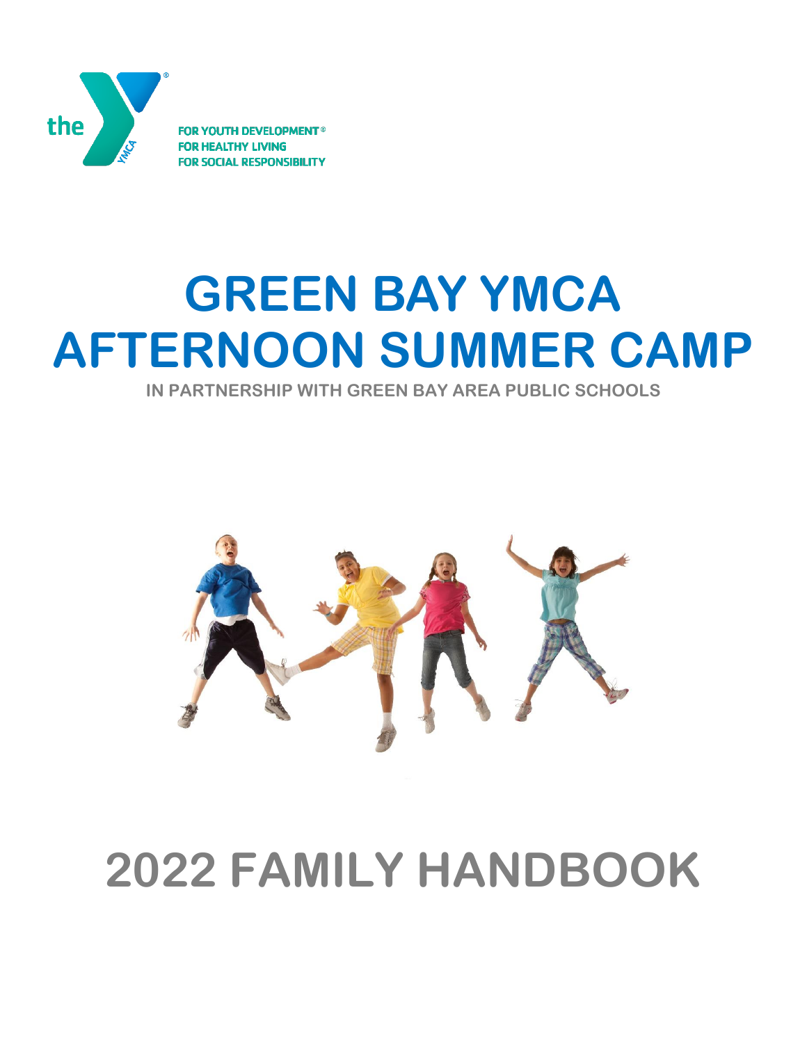FOR YOUTH DEVELOPMENT®
FOR HEALTHY LIVING
FOR SOCIAL RESPONSIBILITY

# GREEN BAY YMCA AFTERNOON SUMMER CAMP

**IN PARTNERSHIP WITH GREEN BAY AREA PUBLIC SCHOOLS**

# 2022 FAMILY HANDBOOK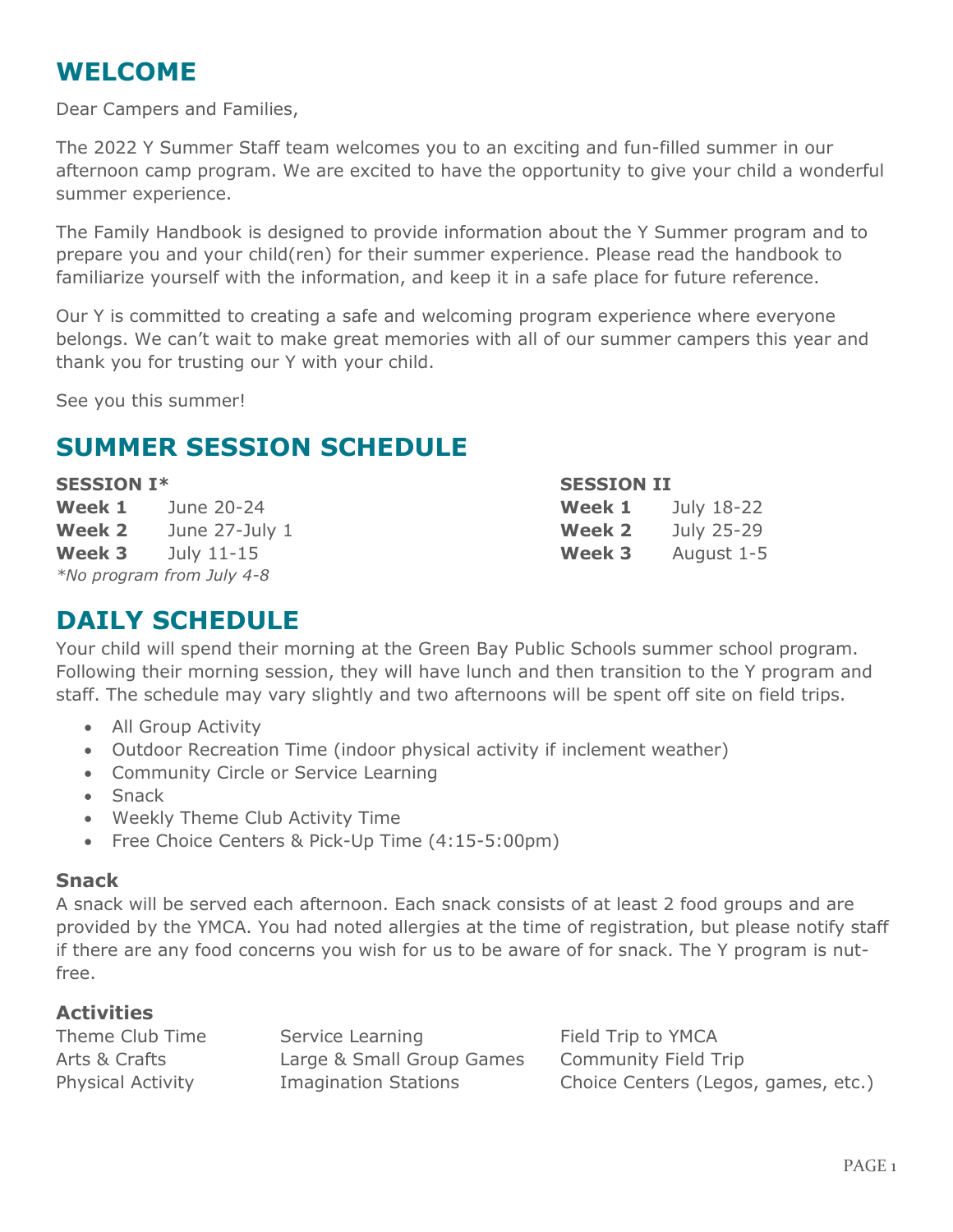# WELCOME

Dear Campers and Families,

The 2022 Y Summer Staff team welcomes you to an exciting and fun-filled summer in our afternoon camp program. We are excited to have the opportunity to give your child a wonderful summer experience.

The Family Handbook is designed to provide information about the Y Summer program and to prepare you and your child(ren) for their summer experience. Please read the handbook to familiarize yourself with the information, and keep it in a safe place for future reference.

Our Y is committed to creating a safe and welcoming program experience where everyone belongs. We can't wait to make great memories with all of our summer campers this year and thank you for trusting our Y with your child.

See you this summer!

# SUMMER SESSION SCHEDULE

**SESSION I***

| | |
|---|---|
| **Week 1** | June 20-24 |
| **Week 2** | June 27-July 1 |
| **Week 3** | July 11-15 |

*\*No program from July 4-8*

**SESSION II**

| | |
|---|---|
| **Week 1** | July 18-22 |
| **Week 2** | July 25-29 |
| **Week 3** | August 1-5 |

# DAILY SCHEDULE

Your child will spend their morning at the Green Bay Public Schools summer school program. Following their morning session, they will have lunch and then transition to the Y program and staff. The schedule may vary slightly and two afternoons will be spent off site on field trips.

- All Group Activity
- Outdoor Recreation Time (indoor physical activity if inclement weather)
- Community Circle or Service Learning
- Snack
- Weekly Theme Club Activity Time
- Free Choice Centers & Pick-Up Time (4:15-5:00pm)

### Snack

A snack will be served each afternoon. Each snack consists of at least 2 food groups and are provided by the YMCA. You had noted allergies at the time of registration, but please notify staff if there are any food concerns you wish for us to be aware of for snack. The Y program is nut-free.

### Activities

| | | |
|---|---|---|
| Theme Club Time | Service Learning | Field Trip to YMCA |
| Arts & Crafts | Large & Small Group Games | Community Field Trip |
| Physical Activity | Imagination Stations | Choice Centers (Legos, games, etc.) |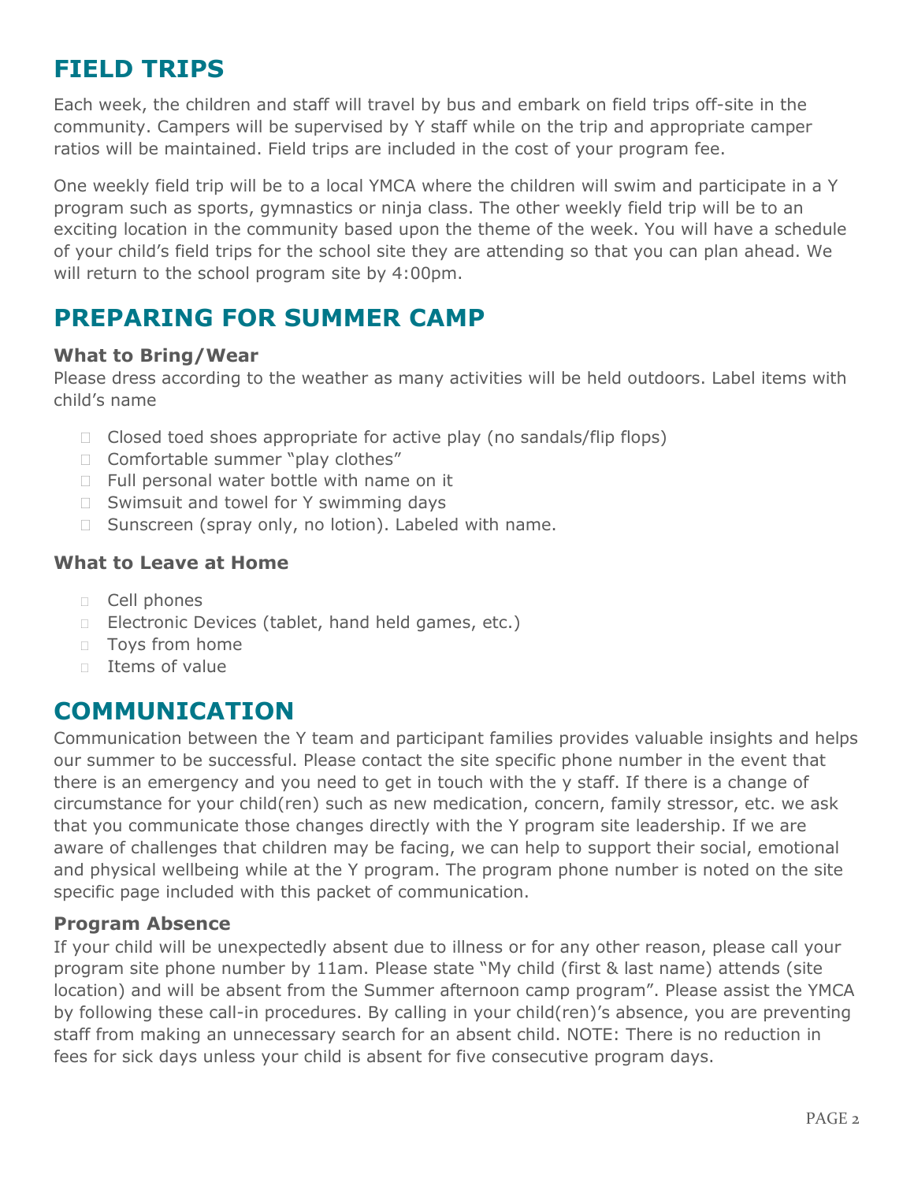## FIELD TRIPS

Each week, the children and staff will travel by bus and embark on field trips off-site in the community. Campers will be supervised by Y staff while on the trip and appropriate camper ratios will be maintained. Field trips are included in the cost of your program fee.

One weekly field trip will be to a local YMCA where the children will swim and participate in a Y program such as sports, gymnastics or ninja class. The other weekly field trip will be to an exciting location in the community based upon the theme of the week. You will have a schedule of your child's field trips for the school site they are attending so that you can plan ahead. We will return to the school program site by 4:00pm.

## PREPARING FOR SUMMER CAMP

### What to Bring/Wear

Please dress according to the weather as many activities will be held outdoors. Label items with child's name

- Closed toed shoes appropriate for active play (no sandals/flip flops)
- Comfortable summer "play clothes"
- Full personal water bottle with name on it
- Swimsuit and towel for Y swimming days
- Sunscreen (spray only, no lotion). Labeled with name.

### What to Leave at Home

- Cell phones
- Electronic Devices (tablet, hand held games, etc.)
- Toys from home
- Items of value

## COMMUNICATION

Communication between the Y team and participant families provides valuable insights and helps our summer to be successful. Please contact the site specific phone number in the event that there is an emergency and you need to get in touch with the y staff. If there is a change of circumstance for your child(ren) such as new medication, concern, family stressor, etc. we ask that you communicate those changes directly with the Y program site leadership. If we are aware of challenges that children may be facing, we can help to support their social, emotional and physical wellbeing while at the Y program. The program phone number is noted on the site specific page included with this packet of communication.

### Program Absence

If your child will be unexpectedly absent due to illness or for any other reason, please call your program site phone number by 11am. Please state "My child (first & last name) attends (site location) and will be absent from the Summer afternoon camp program". Please assist the YMCA by following these call-in procedures. By calling in your child(ren)'s absence, you are preventing staff from making an unnecessary search for an absent child. NOTE: There is no reduction in fees for sick days unless your child is absent for five consecutive program days.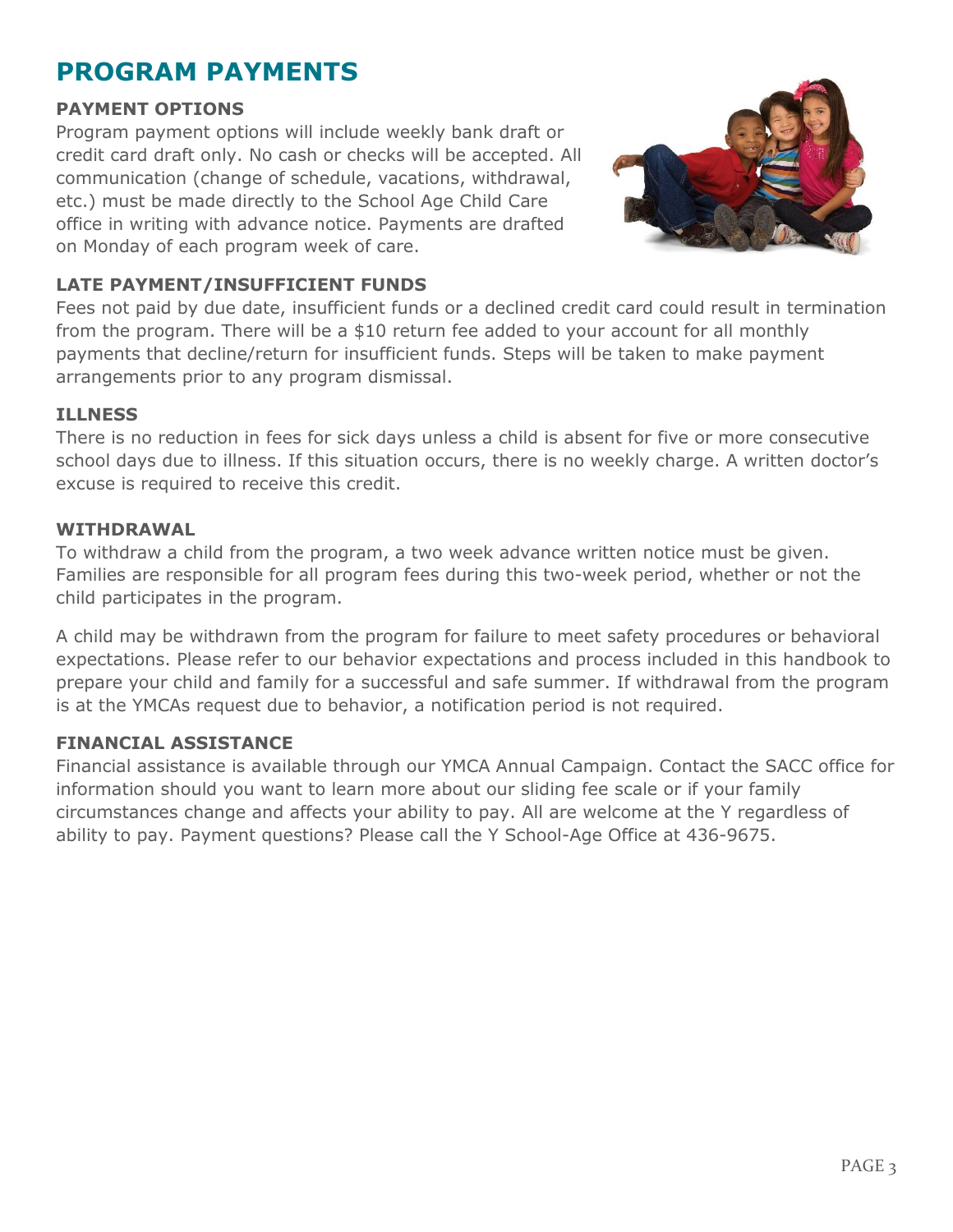# PROGRAM PAYMENTS

### PAYMENT OPTIONS

Program payment options will include weekly bank draft or credit card draft only. No cash or checks will be accepted. All communication (change of schedule, vacations, withdrawal, etc.) must be made directly to the School Age Child Care office in writing with advance notice. Payments are drafted on Monday of each program week of care.

### LATE PAYMENT/INSUFFICIENT FUNDS

Fees not paid by due date, insufficient funds or a declined credit card could result in termination from the program. There will be a $10 return fee added to your account for all monthly payments that decline/return for insufficient funds. Steps will be taken to make payment arrangements prior to any program dismissal.

### ILLNESS

There is no reduction in fees for sick days unless a child is absent for five or more consecutive school days due to illness. If this situation occurs, there is no weekly charge. A written doctor's excuse is required to receive this credit.

### WITHDRAWAL

To withdraw a child from the program, a two week advance written notice must be given. Families are responsible for all program fees during this two-week period, whether or not the child participates in the program.

A child may be withdrawn from the program for failure to meet safety procedures or behavioral expectations. Please refer to our behavior expectations and process included in this handbook to prepare your child and family for a successful and safe summer. If withdrawal from the program is at the YMCAs request due to behavior, a notification period is not required.

### FINANCIAL ASSISTANCE

Financial assistance is available through our YMCA Annual Campaign. Contact the SACC office for information should you want to learn more about our sliding fee scale or if your family circumstances change and affects your ability to pay. All are welcome at the Y regardless of ability to pay. Payment questions? Please call the Y School-Age Office at 436-9675.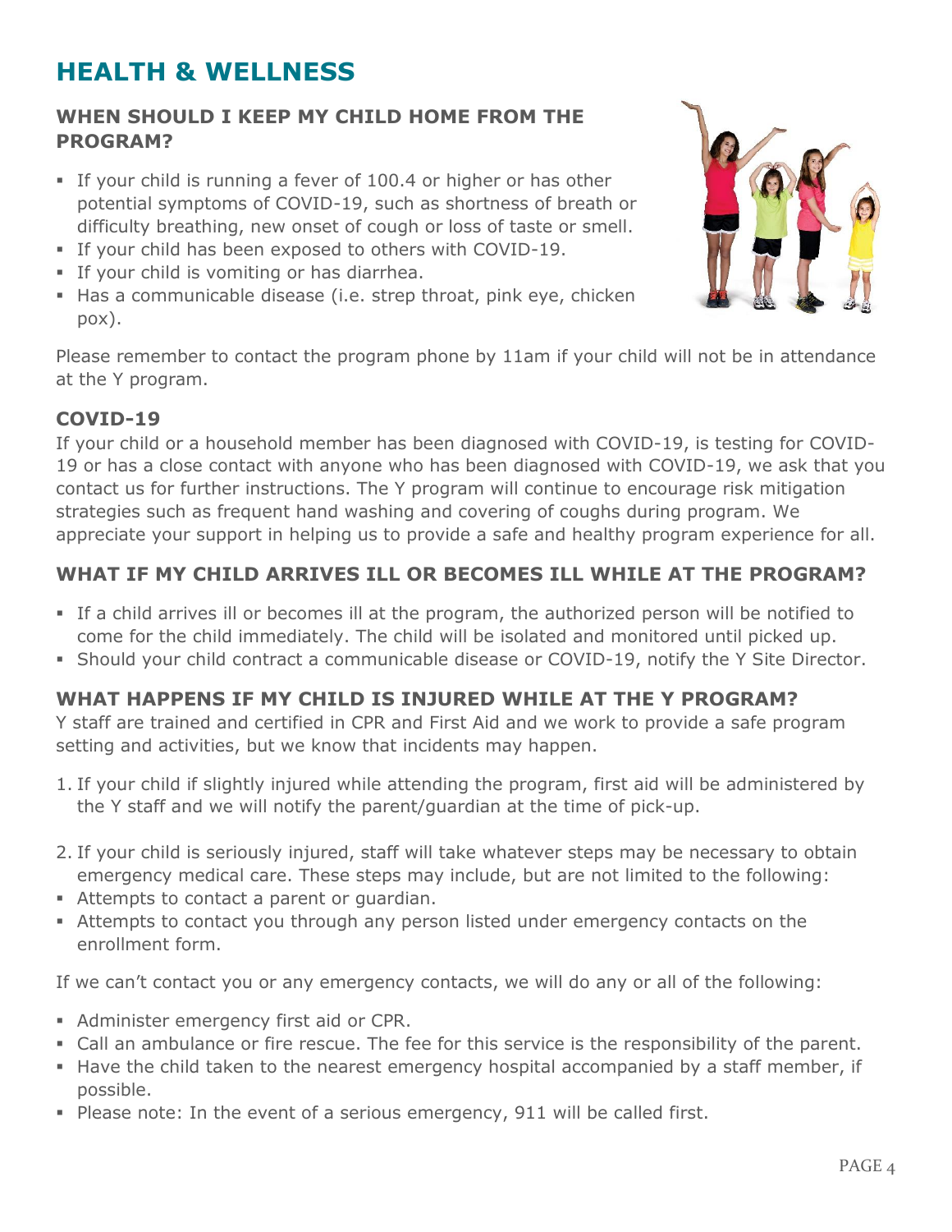# HEALTH & WELLNESS

## WHEN SHOULD I KEEP MY CHILD HOME FROM THE PROGRAM?

- If your child is running a fever of 100.4 or higher or has other potential symptoms of COVID-19, such as shortness of breath or difficulty breathing, new onset of cough or loss of taste or smell.
- If your child has been exposed to others with COVID-19.
- If your child is vomiting or has diarrhea.
- Has a communicable disease (i.e. strep throat, pink eye, chicken pox).

Please remember to contact the program phone by 11am if your child will not be in attendance at the Y program.

## COVID-19

If your child or a household member has been diagnosed with COVID-19, is testing for COVID-19 or has a close contact with anyone who has been diagnosed with COVID-19, we ask that you contact us for further instructions. The Y program will continue to encourage risk mitigation strategies such as frequent hand washing and covering of coughs during program. We appreciate your support in helping us to provide a safe and healthy program experience for all.

## WHAT IF MY CHILD ARRIVES ILL OR BECOMES ILL WHILE AT THE PROGRAM?

- If a child arrives ill or becomes ill at the program, the authorized person will be notified to come for the child immediately. The child will be isolated and monitored until picked up.
- Should your child contract a communicable disease or COVID-19, notify the Y Site Director.

## WHAT HAPPENS IF MY CHILD IS INJURED WHILE AT THE Y PROGRAM?

Y staff are trained and certified in CPR and First Aid and we work to provide a safe program setting and activities, but we know that incidents may happen.

1. If your child if slightly injured while attending the program, first aid will be administered by the Y staff and we will notify the parent/guardian at the time of pick-up.

2. If your child is seriously injured, staff will take whatever steps may be necessary to obtain emergency medical care. These steps may include, but are not limited to the following:

- Attempts to contact a parent or guardian.
- Attempts to contact you through any person listed under emergency contacts on the enrollment form.

If we can't contact you or any emergency contacts, we will do any or all of the following:

- Administer emergency first aid or CPR.
- Call an ambulance or fire rescue. The fee for this service is the responsibility of the parent.
- Have the child taken to the nearest emergency hospital accompanied by a staff member, if possible.
- Please note: In the event of a serious emergency, 911 will be called first.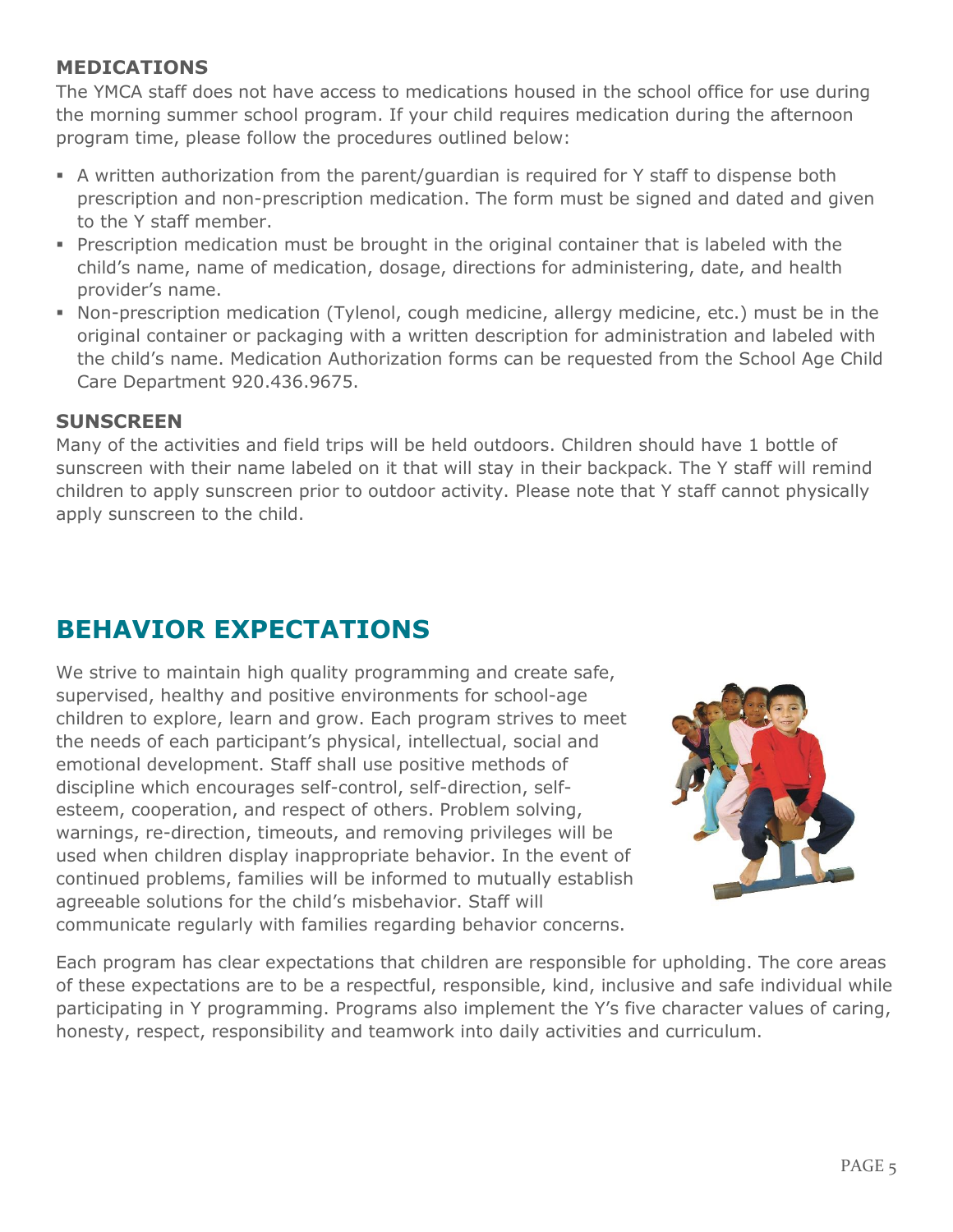### MEDICATIONS

The YMCA staff does not have access to medications housed in the school office for use during the morning summer school program. If your child requires medication during the afternoon program time, please follow the procedures outlined below:

- A written authorization from the parent/guardian is required for Y staff to dispense both prescription and non-prescription medication. The form must be signed and dated and given to the Y staff member.
- Prescription medication must be brought in the original container that is labeled with the child's name, name of medication, dosage, directions for administering, date, and health provider's name.
- Non-prescription medication (Tylenol, cough medicine, allergy medicine, etc.) must be in the original container or packaging with a written description for administration and labeled with the child's name. Medication Authorization forms can be requested from the School Age Child Care Department 920.436.9675.

### SUNSCREEN

Many of the activities and field trips will be held outdoors. Children should have 1 bottle of sunscreen with their name labeled on it that will stay in their backpack. The Y staff will remind children to apply sunscreen prior to outdoor activity. Please note that Y staff cannot physically apply sunscreen to the child.

## BEHAVIOR EXPECTATIONS

We strive to maintain high quality programming and create safe, supervised, healthy and positive environments for school-age children to explore, learn and grow. Each program strives to meet the needs of each participant's physical, intellectual, social and emotional development. Staff shall use positive methods of discipline which encourages self-control, self-direction, self-esteem, cooperation, and respect of others. Problem solving, warnings, re-direction, timeouts, and removing privileges will be used when children display inappropriate behavior. In the event of continued problems, families will be informed to mutually establish agreeable solutions for the child's misbehavior. Staff will communicate regularly with families regarding behavior concerns.

Each program has clear expectations that children are responsible for upholding. The core areas of these expectations are to be a respectful, responsible, kind, inclusive and safe individual while participating in Y programming. Programs also implement the Y's five character values of caring, honesty, respect, responsibility and teamwork into daily activities and curriculum.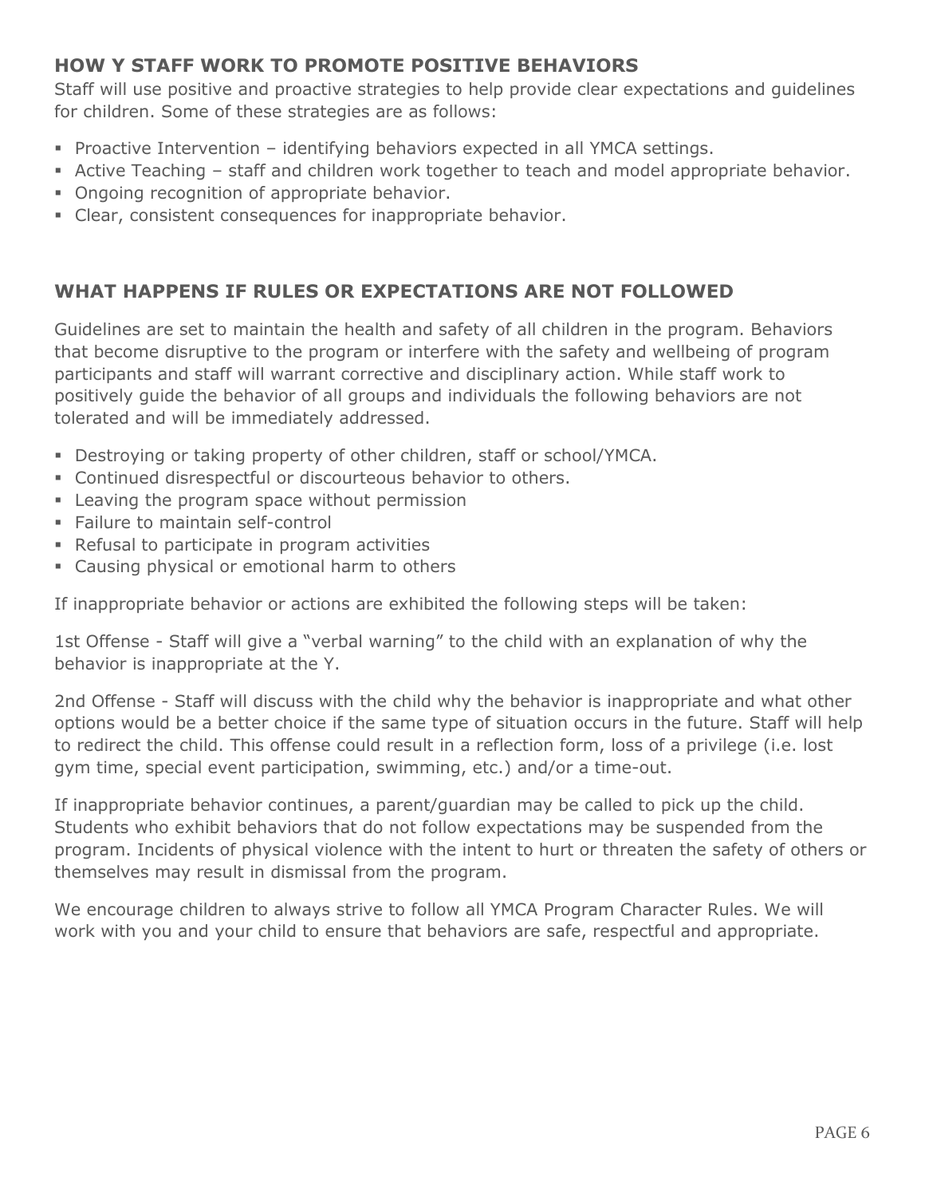## HOW Y STAFF WORK TO PROMOTE POSITIVE BEHAVIORS

Staff will use positive and proactive strategies to help provide clear expectations and guidelines for children. Some of these strategies are as follows:

- Proactive Intervention – identifying behaviors expected in all YMCA settings.
- Active Teaching – staff and children work together to teach and model appropriate behavior.
- Ongoing recognition of appropriate behavior.
- Clear, consistent consequences for inappropriate behavior.

## WHAT HAPPENS IF RULES OR EXPECTATIONS ARE NOT FOLLOWED

Guidelines are set to maintain the health and safety of all children in the program. Behaviors that become disruptive to the program or interfere with the safety and wellbeing of program participants and staff will warrant corrective and disciplinary action. While staff work to positively guide the behavior of all groups and individuals the following behaviors are not tolerated and will be immediately addressed.

- Destroying or taking property of other children, staff or school/YMCA.
- Continued disrespectful or discourteous behavior to others.
- Leaving the program space without permission
- Failure to maintain self-control
- Refusal to participate in program activities
- Causing physical or emotional harm to others

If inappropriate behavior or actions are exhibited the following steps will be taken:

1st Offense - Staff will give a "verbal warning" to the child with an explanation of why the behavior is inappropriate at the Y.

2nd Offense - Staff will discuss with the child why the behavior is inappropriate and what other options would be a better choice if the same type of situation occurs in the future. Staff will help to redirect the child. This offense could result in a reflection form, loss of a privilege (i.e. lost gym time, special event participation, swimming, etc.) and/or a time-out.

If inappropriate behavior continues, a parent/guardian may be called to pick up the child. Students who exhibit behaviors that do not follow expectations may be suspended from the program. Incidents of physical violence with the intent to hurt or threaten the safety of others or themselves may result in dismissal from the program.

We encourage children to always strive to follow all YMCA Program Character Rules. We will work with you and your child to ensure that behaviors are safe, respectful and appropriate.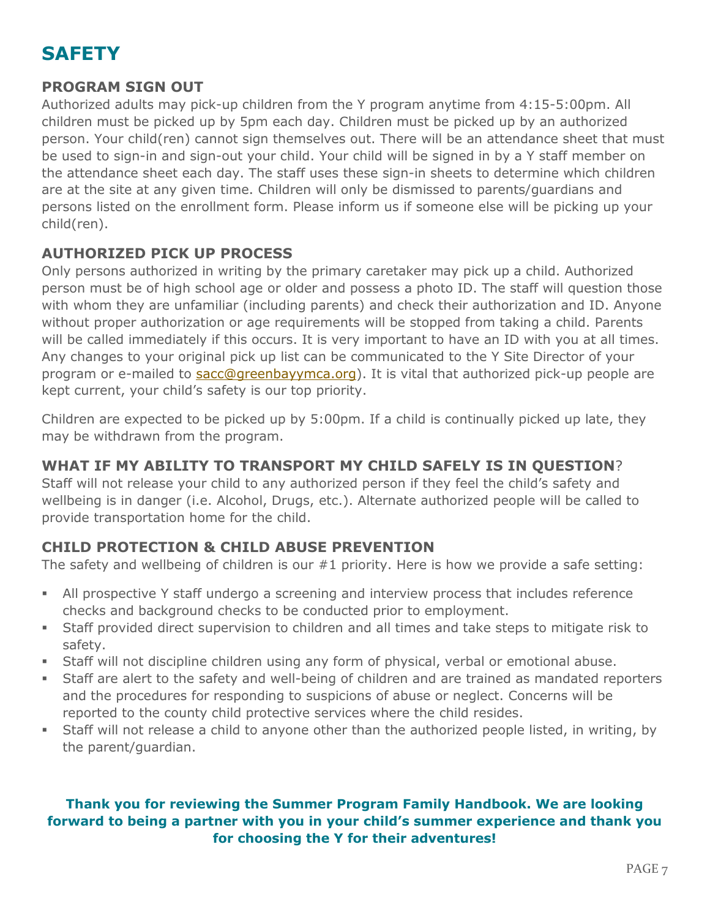# SAFETY

### PROGRAM SIGN OUT

Authorized adults may pick-up children from the Y program anytime from 4:15-5:00pm. All children must be picked up by 5pm each day. Children must be picked up by an authorized person. Your child(ren) cannot sign themselves out. There will be an attendance sheet that must be used to sign-in and sign-out your child. Your child will be signed in by a Y staff member on the attendance sheet each day. The staff uses these sign-in sheets to determine which children are at the site at any given time. Children will only be dismissed to parents/guardians and persons listed on the enrollment form. Please inform us if someone else will be picking up your child(ren).

### AUTHORIZED PICK UP PROCESS

Only persons authorized in writing by the primary caretaker may pick up a child. Authorized person must be of high school age or older and possess a photo ID. The staff will question those with whom they are unfamiliar (including parents) and check their authorization and ID. Anyone without proper authorization or age requirements will be stopped from taking a child. Parents will be called immediately if this occurs. It is very important to have an ID with you at all times. Any changes to your original pick up list can be communicated to the Y Site Director of your program or e-mailed to sacc@greenbayymca.org). It is vital that authorized pick-up people are kept current, your child's safety is our top priority.

Children are expected to be picked up by 5:00pm. If a child is continually picked up late, they may be withdrawn from the program.

### WHAT IF MY ABILITY TO TRANSPORT MY CHILD SAFELY IS IN QUESTION?

Staff will not release your child to any authorized person if they feel the child's safety and wellbeing is in danger (i.e. Alcohol, Drugs, etc.). Alternate authorized people will be called to provide transportation home for the child.

### CHILD PROTECTION & CHILD ABUSE PREVENTION

The safety and wellbeing of children is our #1 priority. Here is how we provide a safe setting:

- All prospective Y staff undergo a screening and interview process that includes reference checks and background checks to be conducted prior to employment.
- Staff provided direct supervision to children and all times and take steps to mitigate risk to safety.
- Staff will not discipline children using any form of physical, verbal or emotional abuse.
- Staff are alert to the safety and well-being of children and are trained as mandated reporters and the procedures for responding to suspicions of abuse or neglect. Concerns will be reported to the county child protective services where the child resides.
- Staff will not release a child to anyone other than the authorized people listed, in writing, by the parent/guardian.

**Thank you for reviewing the Summer Program Family Handbook. We are looking forward to being a partner with you in your child's summer experience and thank you for choosing the Y for their adventures!**